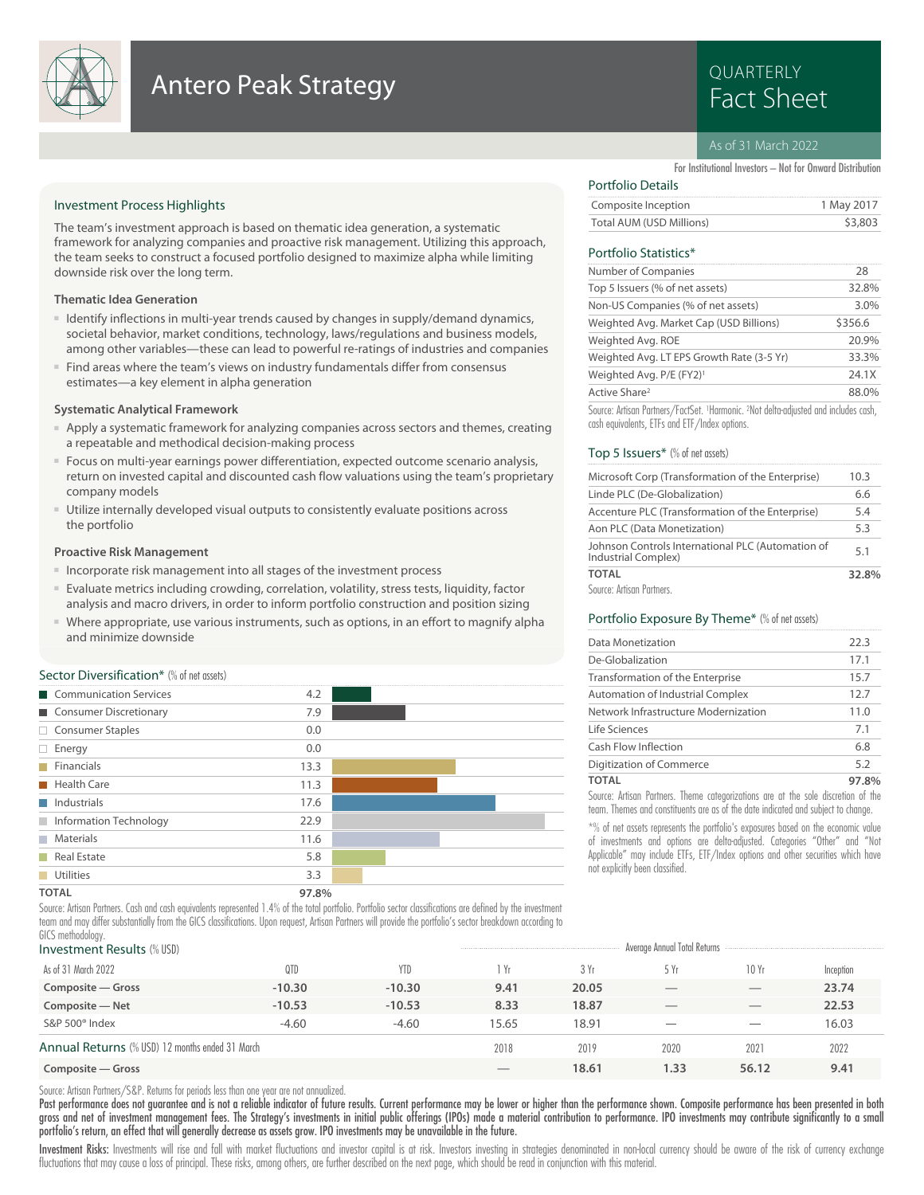# Antero Peak Strategy

QUARTERLY Fact Sheet

As of 31 March 2022

For Institutional Investors – Not for Onward Distribution

## Investment Process Highlights

The team's investment approach is based on thematic idea generation, a systematic framework for analyzing companies and proactive risk management. Utilizing this approach, the team seeks to construct a focused portfolio designed to maximize alpha while limiting downside risk over the long term.

### Thematic Idea Generation

- Identify inflections in multi-year trends caused by changes in supply/demand dynamics, societal behavior, market conditions, technology, laws/regulations and business models, among other variables—these can lead to powerful re-ratings of industries and companies
- Find areas where the team's views on industry fundamentals differ from consensus estimates—a key element in alpha generation

### Systematic Analytical Framework

- Apply a systematic framework for analyzing companies across sectors and themes, creating a repeatable and methodical decision-making process
- Focus on multi-year earnings power differentiation, expected outcome scenario analysis, return on invested capital and discounted cash flow valuations using the team's proprietary company models
- Utilize internally developed visual outputs to consistently evaluate positions across the portfolio

### Proactive Risk Management

- Incorporate risk management into all stages of the investment process
- Evaluate metrics including crowding, correlation, volatility, stress tests, liquidity, factor analysis and macro drivers, in order to inform portfolio construction and position sizing
- Where appropriate, use various instruments, such as options, in an effort to magnify alpha and minimize downside

## Sector Diversification* (% of net assets)

| Sector | % |
|---|---|
| Communication Services | 4.2 |
| Consumer Discretionary | 7.9 |
| Consumer Staples | 0.0 |
| Energy | 0.0 |
| Financials | 13.3 |
| Health Care | 11.3 |
| Industrials | 17.6 |
| Information Technology | 22.9 |
| Materials | 11.6 |
| Real Estate | 5.8 |
| Utilities | 3.3 |
| **TOTAL** | **97.8%** |

Source: Artisan Partners. Cash and cash equivalents represented 1.4% of the total portfolio. Portfolio sector classifications are defined by the investment team and may differ substantially from the GICS classifications. Upon request, Artisan Partners will provide the portfolio's sector breakdown according to GICS methodology.

## Portfolio Details

| | |
|---|---|
| Composite Inception | 1 May 2017 |
| Total AUM (USD Millions) | $3,803 |

## Portfolio Statistics*

| | |
|---|---|
| Number of Companies | 28 |
| Top 5 Issuers (% of net assets) | 32.8% |
| Non-US Companies (% of net assets) | 3.0% |
| Weighted Avg. Market Cap (USD Billions) | $356.6 |
| Weighted Avg. ROE | 20.9% |
| Weighted Avg. LT EPS Growth Rate (3-5 Yr) | 33.3% |
| Weighted Avg. P/E (FY2)[1] | 24.1X |
| Active Share[2] | 88.0% |

Source: Artisan Partners/FactSet. [1]Harmonic. [2]Not delta-adjusted and includes cash, cash equivalents, ETFs and ETF/Index options.

## Top 5 Issuers* (% of net assets)

| | |
|---|---|
| Microsoft Corp (Transformation of the Enterprise) | 10.3 |
| Linde PLC (De-Globalization) | 6.6 |
| Accenture PLC (Transformation of the Enterprise) | 5.4 |
| Aon PLC (Data Monetization) | 5.3 |
| Johnson Controls International PLC (Automation of Industrial Complex) | 5.1 |
| **TOTAL** | **32.8%** |

Source: Artisan Partners.

## Portfolio Exposure By Theme* (% of net assets)

| | |
|---|---|
| Data Monetization | 22.3 |
| De-Globalization | 17.1 |
| Transformation of the Enterprise | 15.7 |
| Automation of Industrial Complex | 12.7 |
| Network Infrastructure Modernization | 11.0 |
| Life Sciences | 7.1 |
| Cash Flow Inflection | 6.8 |
| Digitization of Commerce | 5.2 |
| **TOTAL** | **97.8%** |

Source: Artisan Partners. Theme categorizations are at the sole discretion of the team. Themes and constituents are as of the date indicated and subject to change.

*% of net assets represents the portfolio's exposures based on the economic value of investments and options are delta-adjusted. Categories "Other" and "Not Applicable" may include ETFs, ETF/Index options and other securities which have not explicitly been classified.

## Investment Results (% USD)

| As of 31 March 2022 | QTD | YTD | 1 Yr | 3 Yr | 5 Yr | 10 Yr | Inception |
|---|---|---|---|---|---|---|---|
| | | | Average Annual Total Returns | | | | |
| **Composite — Gross** | **-10.30** | **-10.30** | **9.41** | **20.05** | — | — | **23.74** |
| **Composite — Net** | **-10.53** | **-10.53** | **8.33** | **18.87** | — | — | **22.53** |
| S&P 500® Index | -4.60 | -4.60 | 15.65 | 18.91 | — | — | 16.03 |

## Annual Returns (% USD) 12 months ended 31 March

| | 2018 | 2019 | 2020 | 2021 | 2022 |
|---|---|---|---|---|---|
| **Composite — Gross** | — | **18.61** | **1.33** | **56.12** | **9.41** |

Source: Artisan Partners/S&P. Returns for periods less than one year are not annualized.

**Past performance does not guarantee and is not a reliable indicator of future results. Current performance may be lower or higher than the performance shown. Composite performance has been presented in both gross and net of investment management fees. The Strategy's investments in initial public offerings (IPOs) made a material contribution to performance. IPO investments may contribute significantly to a small portfolio's return, an effect that will generally decrease as assets grow. IPO investments may be unavailable in the future.**

**Investment Risks:** Investments will rise and fall with market fluctuations and investor capital is at risk. Investors investing in strategies denominated in non-local currency should be aware of the risk of currency exchange fluctuations that may cause a loss of principal. These risks, among others, are further described on the next page, which should be read in conjunction with this material.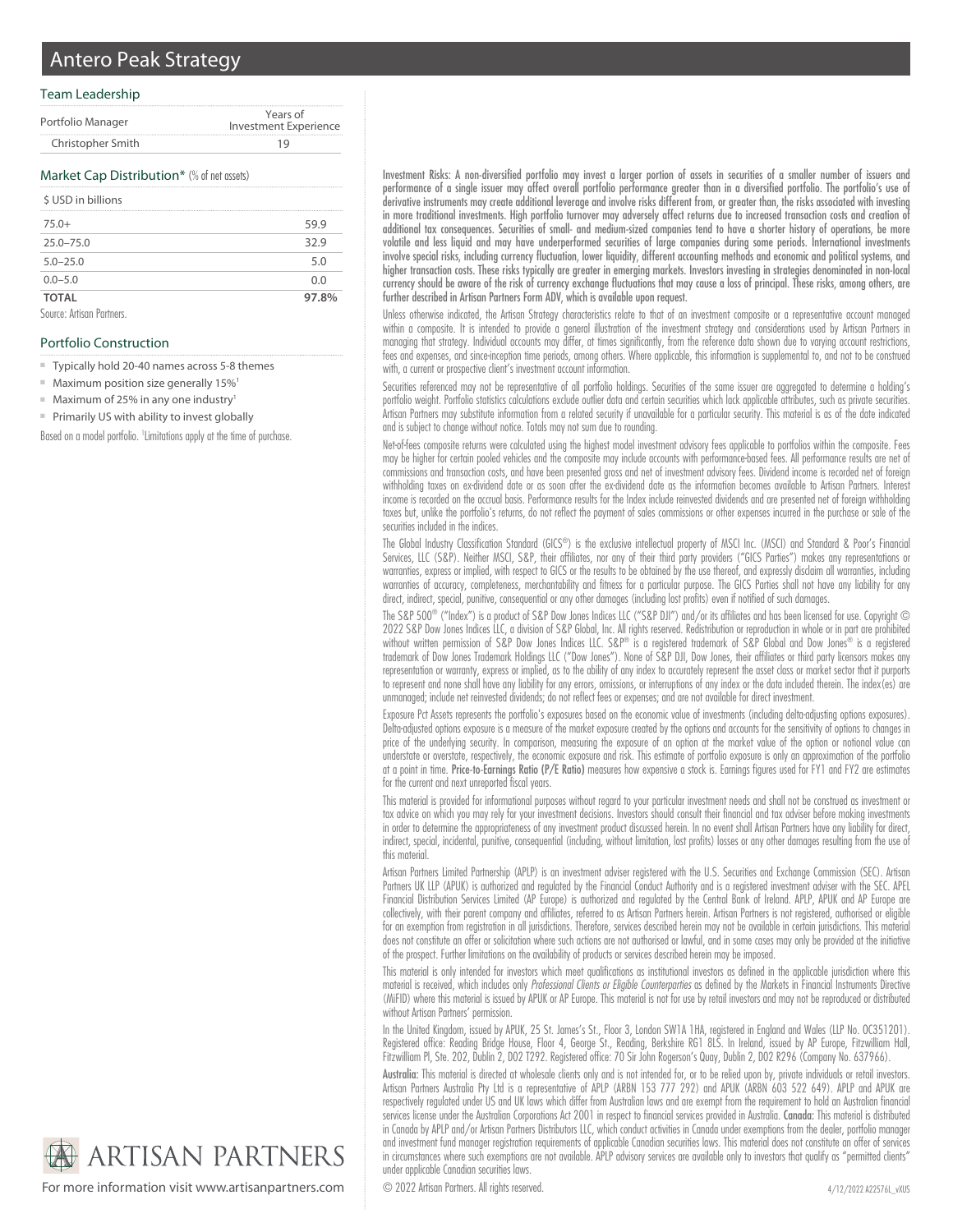# Antero Peak Strategy

## Team Leadership

| Portfolio Manager | Years of Investment Experience |
| --- | --- |
| Christopher Smith | 19 |

## Market Cap Distribution* (% of net assets)

| $ USD in billions | |
| --- | --- |
| 75.0+ | 59.9 |
| 25.0–75.0 | 32.9 |
| 5.0–25.0 | 5.0 |
| 0.0–5.0 | 0.0 |
| **TOTAL** | **97.8%** |

Source: Artisan Partners.

## Portfolio Construction

- Typically hold 20-40 names across 5-8 themes
- Maximum position size generally 15%[1]
- Maximum of 25% in any one industry[1]
- Primarily US with ability to invest globally

Based on a model portfolio. [1]Limitations apply at the time of purchase.

Investment Risks: A non-diversified portfolio may invest a larger portion of assets in securities of a smaller number of issuers and performance of a single issuer may affect overall portfolio performance greater than in a diversified portfolio. The portfolio's use of derivative instruments may create additional leverage and involve risks different from, or greater than, the risks associated with investing in more traditional investments. High portfolio turnover may adversely affect returns due to increased transaction costs and creation of additional tax consequences. Securities of small- and medium-sized companies tend to have a shorter history of operations, be more volatile and less liquid and may have underperformed securities of large companies during some periods. International investments involve special risks, including currency fluctuation, lower liquidity, different accounting methods and economic and political systems, and higher transaction costs. These risks typically are greater in emerging markets. Investors investing in strategies denominated in non-local currency should be aware of the risk of currency exchange fluctuations that may cause a loss of principal. These risks, among others, are further described in Artisan Partners Form ADV, which is available upon request.

Unless otherwise indicated, the Artisan Strategy characteristics relate to that of an investment composite or a representative account managed within a composite. It is intended to provide a general illustration of the investment strategy and considerations used by Artisan Partners in managing that strategy. Individual accounts may differ, at times significantly, from the reference data shown due to varying account restrictions, fees and expenses, and since-inception time periods, among others. Where applicable, this information is supplemental to, and not to be construed with, a current or prospective client's investment account information.

Securities referenced may not be representative of all portfolio holdings. Securities of the same issuer are aggregated to determine a holding's portfolio weight. Portfolio statistics calculations exclude outlier data and certain securities which lack applicable attributes, such as private securities. Artisan Partners may substitute information from a related security if unavailable for a particular security. This material is as of the date indicated and is subject to change without notice. Totals may not sum due to rounding.

Net-of-fees composite returns were calculated using the highest model investment advisory fees applicable to portfolios within the composite. Fees may be higher for certain pooled vehicles and the composite may include accounts with performance-based fees. All performance results are net of commissions and transaction costs, and have been presented gross and net of investment advisory fees. Dividend income is recorded net of foreign withholding taxes on ex-dividend date or as soon after the ex-dividend date as the information becomes available to Artisan Partners. Interest income is recorded on the accrual basis. Performance results for the Index include reinvested dividends and are presented net of foreign withholding taxes but, unlike the portfolio's returns, do not reflect the payment of sales commissions or other expenses incurred in the purchase or sale of the securities included in the indices.

The Global Industry Classification Standard (GICS®) is the exclusive intellectual property of MSCI Inc. (MSCI) and Standard & Poor's Financial Services, LLC (S&P). Neither MSCI, S&P, their affiliates, nor any of their third party providers ("GICS Parties") makes any representations or warranties, express or implied, with respect to GICS or the results to be obtained by the use thereof, and expressly disclaim all warranties, including warranties of accuracy, completeness, merchantability and fitness for a particular purpose. The GICS Parties shall not have any liability for any direct, indirect, special, punitive, consequential or any other damages (including lost profits) even if notified of such damages.

The S&P 500® ("Index") is a product of S&P Dow Jones Indices LLC ("S&P DJI") and/or its affiliates and has been licensed for use. Copyright © 2022 S&P Dow Jones Indices LLC, a division of S&P Global, Inc. All rights reserved. Redistribution or reproduction in whole or in part are prohibited without written permission of S&P Dow Jones Indices LLC. S&P® is a registered trademark of S&P Global and Dow Jones® is a registered trademark of Dow Jones Trademark Holdings LLC ("Dow Jones"). None of S&P DJI, Dow Jones, their affiliates or third party licensors makes any representation or warranty, express or implied, as to the ability of any index to accurately represent the asset class or market sector that it purports to represent and none shall have any liability for any errors, omissions, or interruptions of any index or the data included therein. The index(es) are unmanaged; include net reinvested dividends; do not reflect fees or expenses; and are not available for direct investment.

Exposure Pct Assets represents the portfolio's exposures based on the economic value of investments (including delta-adjusting options exposures). Delta-adjusted options exposure is a measure of the market exposure created by the options and accounts for the sensitivity of options to changes in price of the underlying security. In comparison, measuring the exposure of an option at the market value of the option or notional value can understate or overstate, respectively, the economic exposure and risk. This estimate of portfolio exposure is only an approximation of the portfolio at a point in time. **Price-to-Earnings Ratio (P/E Ratio)** measures how expensive a stock is. Earnings figures used for FY1 and FY2 are estimates for the current and next unreported fiscal years.

This material is provided for informational purposes without regard to your particular investment needs and shall not be construed as investment or tax advice on which you may rely for your investment decisions. Investors should consult their financial and tax adviser before making investments in order to determine the appropriateness of any investment product discussed herein. In no event shall Artisan Partners have any liability for direct, indirect, special, incidental, punitive, consequential (including, without limitation, lost profits) losses or any other damages resulting from the use of this material.

Artisan Partners Limited Partnership (APLP) is an investment adviser registered with the U.S. Securities and Exchange Commission (SEC). Artisan Partners UK LLP (APUK) is authorized and regulated by the Financial Conduct Authority and is a registered investment adviser with the SEC. APEL Financial Distribution Services Limited (AP Europe) is authorized and regulated by the Central Bank of Ireland. APLP, APUK and AP Europe are collectively, with their parent company and affiliates, referred to as Artisan Partners herein. Artisan Partners is not registered, authorised or eligible for an exemption from registration in all jurisdictions. Therefore, services described herein may not be available in certain jurisdictions. This material does not constitute an offer or solicitation where such actions are not authorised or lawful, and in some cases may only be provided at the initiative of the prospect. Further limitations on the availability of products or services described herein may be imposed.

This material is only intended for investors which meet qualifications as institutional investors as defined in the applicable jurisdiction where this material is received, which includes only *Professional Clients or Eligible Counterparties* as defined by the Markets in Financial Instruments Directive (MiFID) where this material is issued by APUK or AP Europe. This material is not for use by retail investors and may not be reproduced or distributed without Artisan Partners' permission.

In the United Kingdom, issued by APUK, 25 St. James's St., Floor 3, London SW1A 1HA, registered in England and Wales (LLP No. OC351201). Registered office: Reading Bridge House, Floor 4, George St., Reading, Berkshire RG1 8LS. In Ireland, issued by AP Europe, Fitzwilliam Hall, Fitzwilliam Pl, Ste. 202, Dublin 2, D02 T292. Registered office: 70 Sir John Rogerson's Quay, Dublin 2, D02 R296 (Company No. 637966).

**Australia:** This material is directed at wholesale clients only and is not intended for, or to be relied upon by, private individuals or retail investors. Artisan Partners Australia Pty Ltd is a representative of APLP (ARBN 153 777 292) and APUK (ARBN 603 522 649). APLP and APUK are respectively regulated under US and UK laws which differ from Australian laws and are exempt from the requirement to hold an Australian financial services license under the Australian Corporations Act 2001 in respect to financial services provided in Australia. **Canada:** This material is distributed in Canada by APLP and/or Artisan Partners Distributors LLC, which conduct activities in Canada under exemptions from the dealer, portfolio manager and investment fund manager registration requirements of applicable Canadian securities laws. This material does not constitute an offer of services in circumstances where such exemptions are not available. APLP advisory services are available only to investors that qualify as "permitted clients" under applicable Canadian securities laws.

© 2022 Artisan Partners. All rights reserved.

ARTISAN PARTNERS

For more information visit www.artisanpartners.com

4/12/2022 A22576L_vXUS